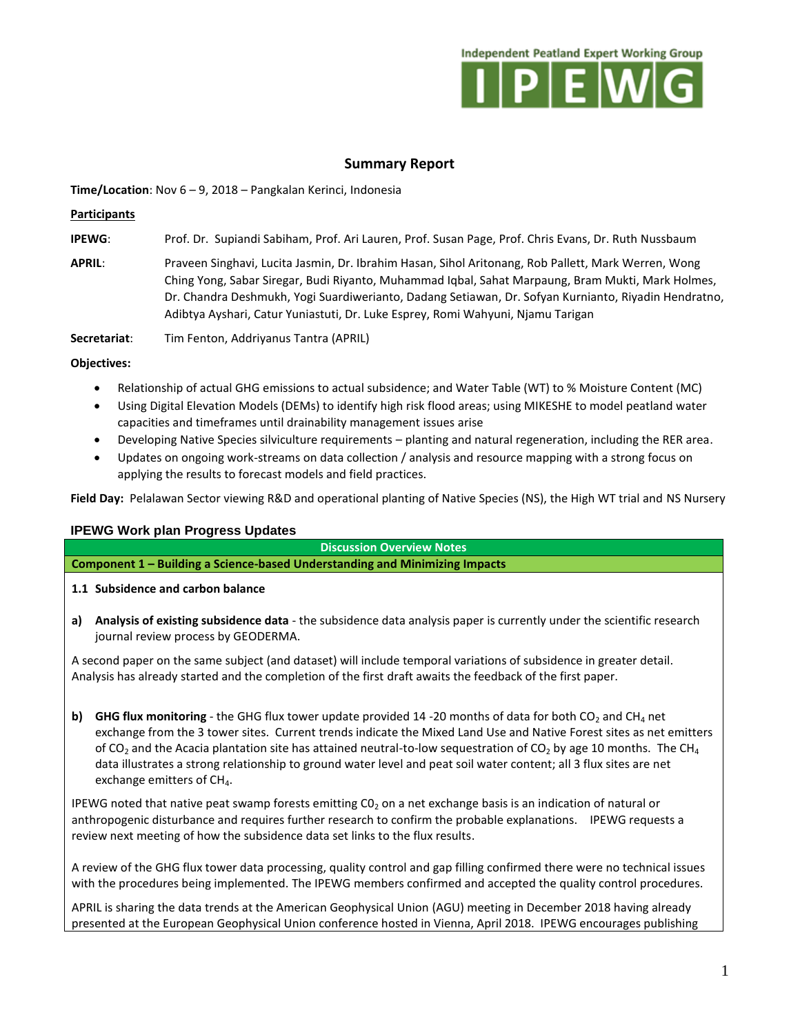Independent Peatland Expert Working Group

IPEWG

## Summary Report

**Time/Location**: Nov 6 – 9, 2018 – Pangkalan Kerinci, Indonesia

**Participants**

**IPEWG**: Prof. Dr. Supiandi Sabiham, Prof. Ari Lauren, Prof. Susan Page, Prof. Chris Evans, Dr. Ruth Nussbaum

**APRIL**: Praveen Singhavi, Lucita Jasmin, Dr. Ibrahim Hasan, Sihol Aritonang, Rob Pallett, Mark Werren, Wong Ching Yong, Sabar Siregar, Budi Riyanto, Muhammad Iqbal, Sahat Marpaung, Bram Mukti, Mark Holmes, Dr. Chandra Deshmukh, Yogi Suardiwerianto, Dadang Setiawan, Dr. Sofyan Kurnianto, Riyadin Hendratno, Adibtya Ayshari, Catur Yuniastuti, Dr. Luke Esprey, Romi Wahyuni, Njamu Tarigan

**Secretariat**: Tim Fenton, Addriyanus Tantra (APRIL)

**Objectives:**

- Relationship of actual GHG emissions to actual subsidence; and Water Table (WT) to % Moisture Content (MC)
- Using Digital Elevation Models (DEMs) to identify high risk flood areas; using MIKESHE to model peatland water capacities and timeframes until drainability management issues arise
- Developing Native Species silviculture requirements – planting and natural regeneration, including the RER area.
- Updates on ongoing work-streams on data collection / analysis and resource mapping with a strong focus on applying the results to forecast models and field practices.

**Field Day:** Pelalawan Sector viewing R&D and operational planting of Native Species (NS), the High WT trial and NS Nursery

### IPEWG Work plan Progress Updates

**Discussion Overview Notes**

**Component 1 – Building a Science-based Understanding and Minimizing Impacts**

**1.1 Subsidence and carbon balance**

**a) Analysis of existing subsidence data** - the subsidence data analysis paper is currently under the scientific research journal review process by GEODERMA.

A second paper on the same subject (and dataset) will include temporal variations of subsidence in greater detail. Analysis has already started and the completion of the first draft awaits the feedback of the first paper.

**b) GHG flux monitoring** - the GHG flux tower update provided 14 -20 months of data for both $CO_2$ and $CH_4$ net exchange from the 3 tower sites. Current trends indicate the Mixed Land Use and Native Forest sites as net emitters of $CO_2$ and the Acacia plantation site has attained neutral-to-low sequestration of $CO_2$ by age 10 months. The $CH_4$ data illustrates a strong relationship to ground water level and peat soil water content; all 3 flux sites are net exchange emitters of $CH_4$.

IPEWG noted that native peat swamp forests emitting $CO_2$ on a net exchange basis is an indication of natural or anthropogenic disturbance and requires further research to confirm the probable explanations. IPEWG requests a review next meeting of how the subsidence data set links to the flux results.

A review of the GHG flux tower data processing, quality control and gap filling confirmed there were no technical issues with the procedures being implemented. The IPEWG members confirmed and accepted the quality control procedures.

APRIL is sharing the data trends at the American Geophysical Union (AGU) meeting in December 2018 having already presented at the European Geophysical Union conference hosted in Vienna, April 2018. IPEWG encourages publishing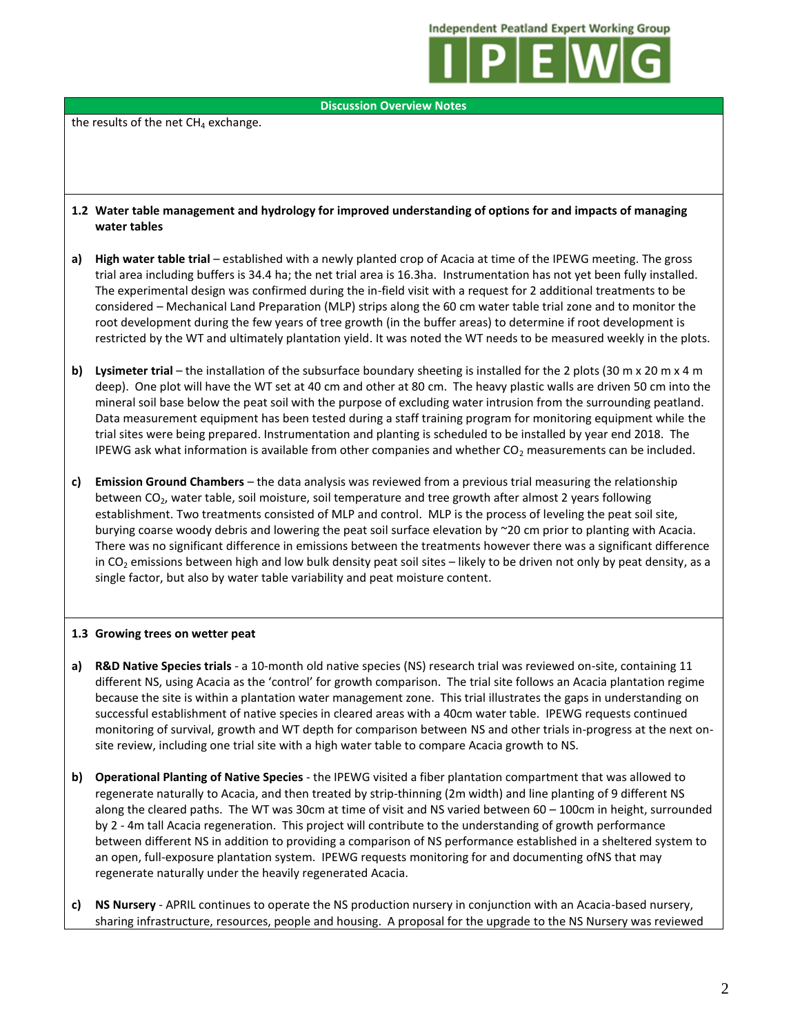**Discussion Overview Notes**

the results of the net $CH_4$ exchange.

**1.2 Water table management and hydrology for improved understanding of options for and impacts of managing water tables**

**a) High water table trial** – established with a newly planted crop of Acacia at time of the IPEWG meeting. The gross trial area including buffers is 34.4 ha; the net trial area is 16.3ha. Instrumentation has not yet been fully installed. The experimental design was confirmed during the in-field visit with a request for 2 additional treatments to be considered – Mechanical Land Preparation (MLP) strips along the 60 cm water table trial zone and to monitor the root development during the few years of tree growth (in the buffer areas) to determine if root development is restricted by the WT and ultimately plantation yield. It was noted the WT needs to be measured weekly in the plots.

**b) Lysimeter trial** – the installation of the subsurface boundary sheeting is installed for the 2 plots (30 m x 20 m x 4 m deep). One plot will have the WT set at 40 cm and other at 80 cm. The heavy plastic walls are driven 50 cm into the mineral soil base below the peat soil with the purpose of excluding water intrusion from the surrounding peatland. Data measurement equipment has been tested during a staff training program for monitoring equipment while the trial sites were being prepared. Instrumentation and planting is scheduled to be installed by year end 2018. The IPEWG ask what information is available from other companies and whether $CO_2$ measurements can be included.

**c) Emission Ground Chambers** – the data analysis was reviewed from a previous trial measuring the relationship between $CO_2$, water table, soil moisture, soil temperature and tree growth after almost 2 years following establishment. Two treatments consisted of MLP and control. MLP is the process of leveling the peat soil site, burying coarse woody debris and lowering the peat soil surface elevation by ~20 cm prior to planting with Acacia. There was no significant difference in emissions between the treatments however there was a significant difference in $CO_2$ emissions between high and low bulk density peat soil sites – likely to be driven not only by peat density, as a single factor, but also by water table variability and peat moisture content.

**1.3 Growing trees on wetter peat**

**a) R&D Native Species trials** - a 10-month old native species (NS) research trial was reviewed on-site, containing 11 different NS, using Acacia as the 'control' for growth comparison. The trial site follows an Acacia plantation regime because the site is within a plantation water management zone. This trial illustrates the gaps in understanding on successful establishment of native species in cleared areas with a 40cm water table. IPEWG requests continued monitoring of survival, growth and WT depth for comparison between NS and other trials in-progress at the next on-site review, including one trial site with a high water table to compare Acacia growth to NS.

**b) Operational Planting of Native Species** - the IPEWG visited a fiber plantation compartment that was allowed to regenerate naturally to Acacia, and then treated by strip-thinning (2m width) and line planting of 9 different NS along the cleared paths. The WT was 30cm at time of visit and NS varied between 60 – 100cm in height, surrounded by 2 - 4m tall Acacia regeneration. This project will contribute to the understanding of growth performance between different NS in addition to providing a comparison of NS performance established in a sheltered system to an open, full-exposure plantation system. IPEWG requests monitoring for and documenting ofNS that may regenerate naturally under the heavily regenerated Acacia.

**c) NS Nursery** - APRIL continues to operate the NS production nursery in conjunction with an Acacia-based nursery, sharing infrastructure, resources, people and housing. A proposal for the upgrade to the NS Nursery was reviewed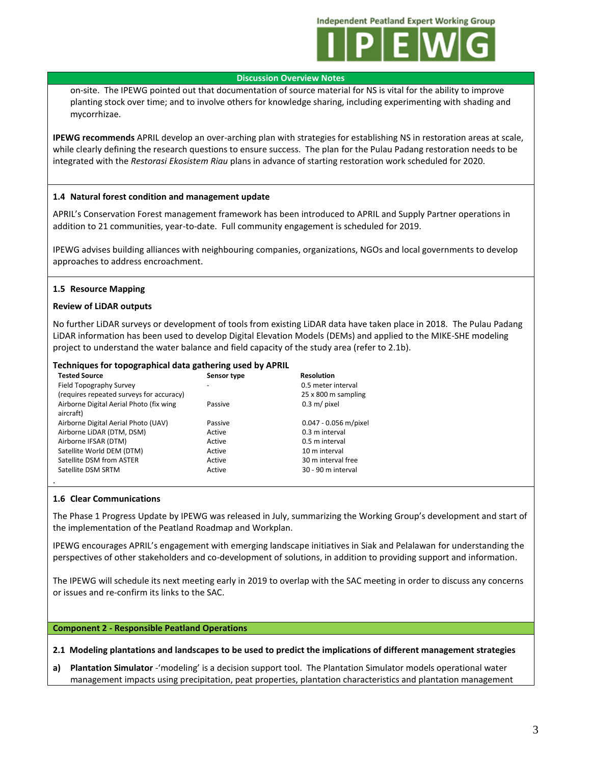**Discussion Overview Notes**

on-site. The IPEWG pointed out that documentation of source material for NS is vital for the ability to improve planting stock over time; and to involve others for knowledge sharing, including experimenting with shading and mycorrhizae.

**IPEWG recommends** APRIL develop an over-arching plan with strategies for establishing NS in restoration areas at scale, while clearly defining the research questions to ensure success. The plan for the Pulau Padang restoration needs to be integrated with the *Restorasi Ekosistem Riau* plans in advance of starting restoration work scheduled for 2020.

### 1.4 Natural forest condition and management update

APRIL's Conservation Forest management framework has been introduced to APRIL and Supply Partner operations in addition to 21 communities, year-to-date. Full community engagement is scheduled for 2019.

IPEWG advises building alliances with neighbouring companies, organizations, NGOs and local governments to develop approaches to address encroachment.

### 1.5 Resource Mapping

**Review of LiDAR outputs**

No further LiDAR surveys or development of tools from existing LiDAR data have taken place in 2018. The Pulau Padang LiDAR information has been used to develop Digital Elevation Models (DEMs) and applied to the MIKE-SHE modeling project to understand the water balance and field capacity of the study area (refer to 2.1b).

**Techniques for topographical data gathering used by APRIL**

| Tested Source | Sensor type | Resolution |
|---|---|---|
| Field Topography Survey (requires repeated surveys for accuracy) | - | 0.5 meter interval 25 x 800 m sampling |
| Airborne Digital Aerial Photo (fix wing aircraft) | Passive | 0.3 m/ pixel |
| Airborne Digital Aerial Photo (UAV) | Passive | 0.047 - 0.056 m/pixel |
| Airborne LiDAR (DTM, DSM) | Active | 0.3 m interval |
| Airborne IFSAR (DTM) | Active | 0.5 m interval |
| Satellite World DEM (DTM) | Active | 10 m interval |
| Satellite DSM from ASTER | Active | 30 m interval free |
| Satellite DSM SRTM | Active | 30 - 90 m interval |

### 1.6 Clear Communications

The Phase 1 Progress Update by IPEWG was released in July, summarizing the Working Group's development and start of the implementation of the Peatland Roadmap and Workplan.

IPEWG encourages APRIL's engagement with emerging landscape initiatives in Siak and Pelalawan for understanding the perspectives of other stakeholders and co-development of solutions, in addition to providing support and information.

The IPEWG will schedule its next meeting early in 2019 to overlap with the SAC meeting in order to discuss any concerns or issues and re-confirm its links to the SAC.

## Component 2 - Responsible Peatland Operations

### 2.1 Modeling plantations and landscapes to be used to predict the implications of different management strategies

**a) Plantation Simulator** -'modeling' is a decision support tool. The Plantation Simulator models operational water management impacts using precipitation, peat properties, plantation characteristics and plantation management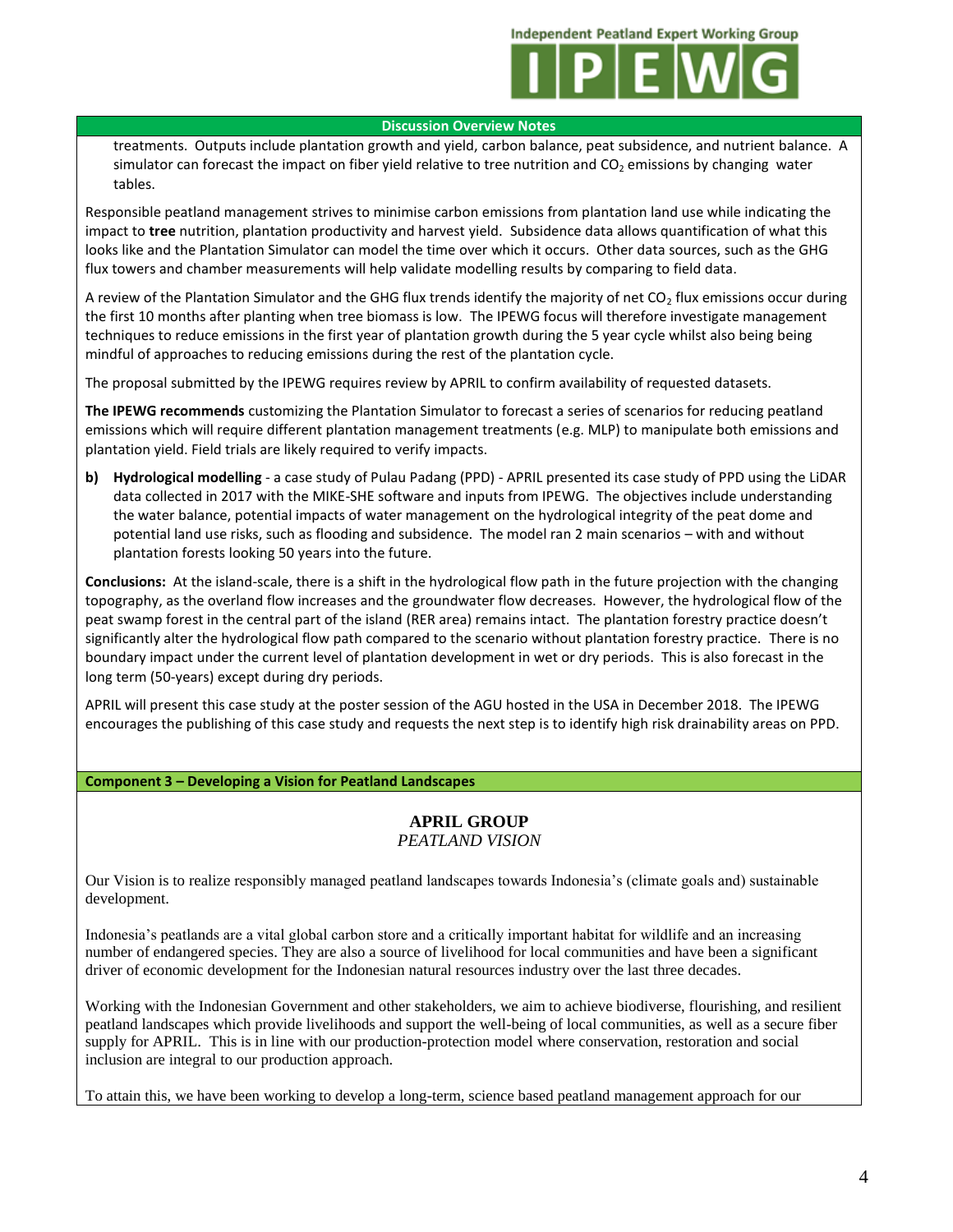**Discussion Overview Notes**

treatments. Outputs include plantation growth and yield, carbon balance, peat subsidence, and nutrient balance. A simulator can forecast the impact on fiber yield relative to tree nutrition and $CO_2$ emissions by changing water tables.

Responsible peatland management strives to minimise carbon emissions from plantation land use while indicating the impact to **tree** nutrition, plantation productivity and harvest yield. Subsidence data allows quantification of what this looks like and the Plantation Simulator can model the time over which it occurs. Other data sources, such as the GHG flux towers and chamber measurements will help validate modelling results by comparing to field data.

A review of the Plantation Simulator and the GHG flux trends identify the majority of net $CO_2$ flux emissions occur during the first 10 months after planting when tree biomass is low. The IPEWG focus will therefore investigate management techniques to reduce emissions in the first year of plantation growth during the 5 year cycle whilst also being being mindful of approaches to reducing emissions during the rest of the plantation cycle.

The proposal submitted by the IPEWG requires review by APRIL to confirm availability of requested datasets.

**The IPEWG recommends** customizing the Plantation Simulator to forecast a series of scenarios for reducing peatland emissions which will require different plantation management treatments (e.g. MLP) to manipulate both emissions and plantation yield. Field trials are likely required to verify impacts.

**b) Hydrological modelling** - a case study of Pulau Padang (PPD) - APRIL presented its case study of PPD using the LiDAR data collected in 2017 with the MIKE-SHE software and inputs from IPEWG. The objectives include understanding the water balance, potential impacts of water management on the hydrological integrity of the peat dome and potential land use risks, such as flooding and subsidence. The model ran 2 main scenarios – with and without plantation forests looking 50 years into the future.

**Conclusions:** At the island-scale, there is a shift in the hydrological flow path in the future projection with the changing topography, as the overland flow increases and the groundwater flow decreases. However, the hydrological flow of the peat swamp forest in the central part of the island (RER area) remains intact. The plantation forestry practice doesn't significantly alter the hydrological flow path compared to the scenario without plantation forestry practice. There is no boundary impact under the current level of plantation development in wet or dry periods. This is also forecast in the long term (50-years) except during dry periods.

APRIL will present this case study at the poster session of the AGU hosted in the USA in December 2018. The IPEWG encourages the publishing of this case study and requests the next step is to identify high risk drainability areas on PPD.

**Component 3 – Developing a Vision for Peatland Landscapes**

## APRIL GROUP
*PEATLAND VISION*

Our Vision is to realize responsibly managed peatland landscapes towards Indonesia's (climate goals and) sustainable development.

Indonesia's peatlands are a vital global carbon store and a critically important habitat for wildlife and an increasing number of endangered species. They are also a source of livelihood for local communities and have been a significant driver of economic development for the Indonesian natural resources industry over the last three decades.

Working with the Indonesian Government and other stakeholders, we aim to achieve biodiverse, flourishing, and resilient peatland landscapes which provide livelihoods and support the well-being of local communities, as well as a secure fiber supply for APRIL. This is in line with our production-protection model where conservation, restoration and social inclusion are integral to our production approach.

To attain this, we have been working to develop a long-term, science based peatland management approach for our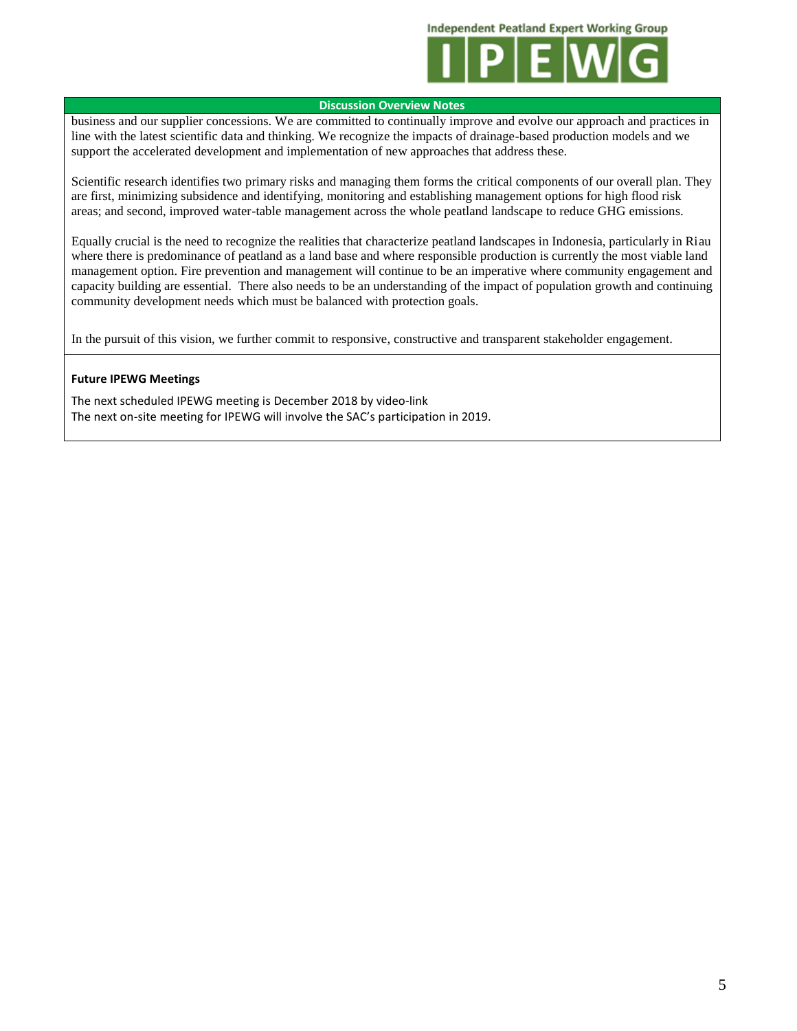**Discussion Overview Notes**

business and our supplier concessions. We are committed to continually improve and evolve our approach and practices in line with the latest scientific data and thinking. We recognize the impacts of drainage-based production models and we support the accelerated development and implementation of new approaches that address these.

Scientific research identifies two primary risks and managing them forms the critical components of our overall plan. They are first, minimizing subsidence and identifying, monitoring and establishing management options for high flood risk areas; and second, improved water-table management across the whole peatland landscape to reduce GHG emissions.

Equally crucial is the need to recognize the realities that characterize peatland landscapes in Indonesia, particularly in Riau where there is predominance of peatland as a land base and where responsible production is currently the most viable land management option. Fire prevention and management will continue to be an imperative where community engagement and capacity building are essential. There also needs to be an understanding of the impact of population growth and continuing community development needs which must be balanced with protection goals.

In the pursuit of this vision, we further commit to responsive, constructive and transparent stakeholder engagement.

**Future IPEWG Meetings**

The next scheduled IPEWG meeting is December 2018 by video-link
The next on-site meeting for IPEWG will involve the SAC's participation in 2019.